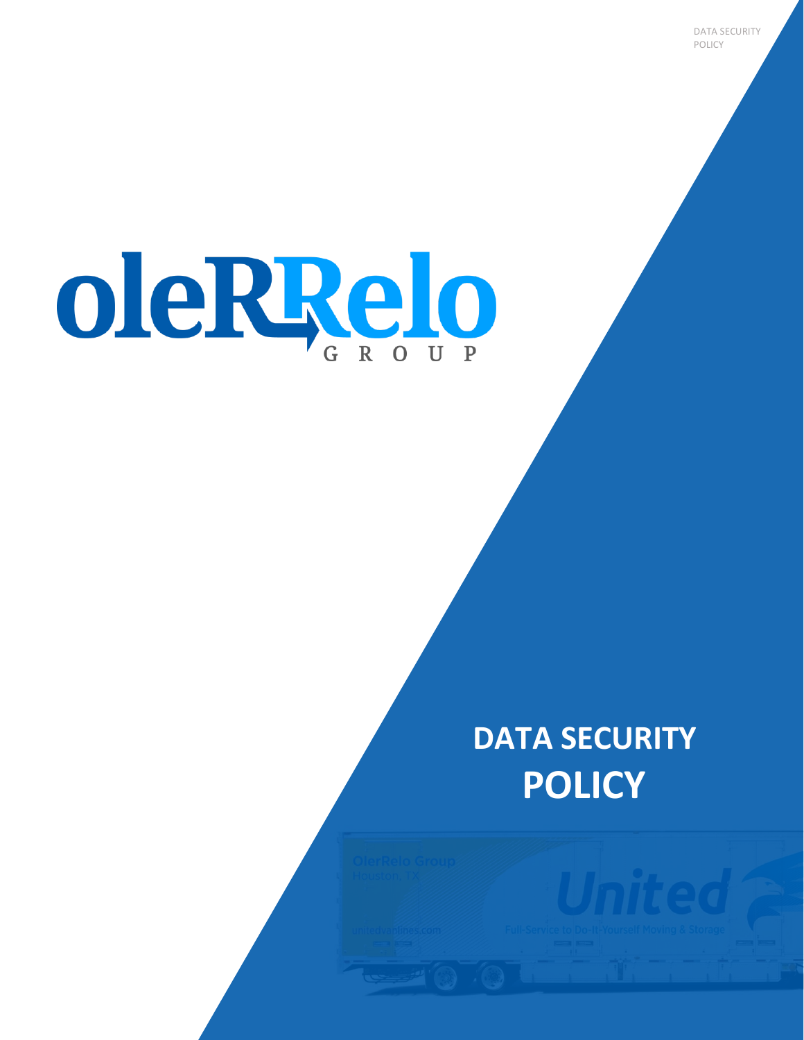# DATA SECURITY POLICY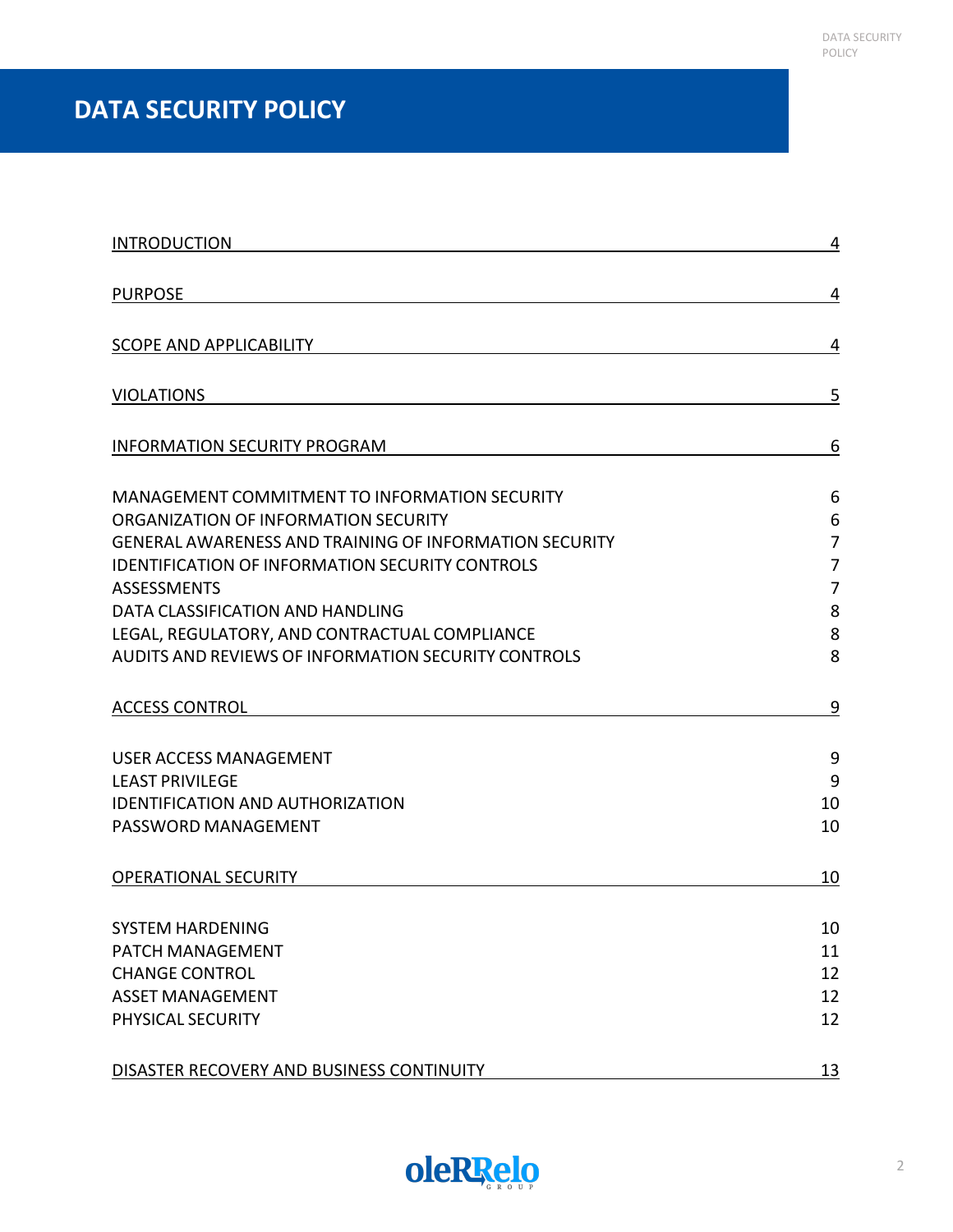# DATA SECURITY POLICY

| | |
|---|---|
| INTRODUCTION | 4 |
| PURPOSE | 4 |
| SCOPE AND APPLICABILITY | 4 |
| VIOLATIONS | 5 |
| INFORMATION SECURITY PROGRAM | 6 |
| MANAGEMENT COMMITMENT TO INFORMATION SECURITY | 6 |
| ORGANIZATION OF INFORMATION SECURITY | 6 |
| GENERAL AWARENESS AND TRAINING OF INFORMATION SECURITY | 7 |
| IDENTIFICATION OF INFORMATION SECURITY CONTROLS | 7 |
| ASSESSMENTS | 7 |
| DATA CLASSIFICATION AND HANDLING | 8 |
| LEGAL, REGULATORY, AND CONTRACTUAL COMPLIANCE | 8 |
| AUDITS AND REVIEWS OF INFORMATION SECURITY CONTROLS | 8 |
| ACCESS CONTROL | 9 |
| USER ACCESS MANAGEMENT | 9 |
| LEAST PRIVILEGE | 9 |
| IDENTIFICATION AND AUTHORIZATION | 10 |
| PASSWORD MANAGEMENT | 10 |
| OPERATIONAL SECURITY | 10 |
| SYSTEM HARDENING | 10 |
| PATCH MANAGEMENT | 11 |
| CHANGE CONTROL | 12 |
| ASSET MANAGEMENT | 12 |
| PHYSICAL SECURITY | 12 |
| DISASTER RECOVERY AND BUSINESS CONTINUITY | 13 |

oleRRelo GROUP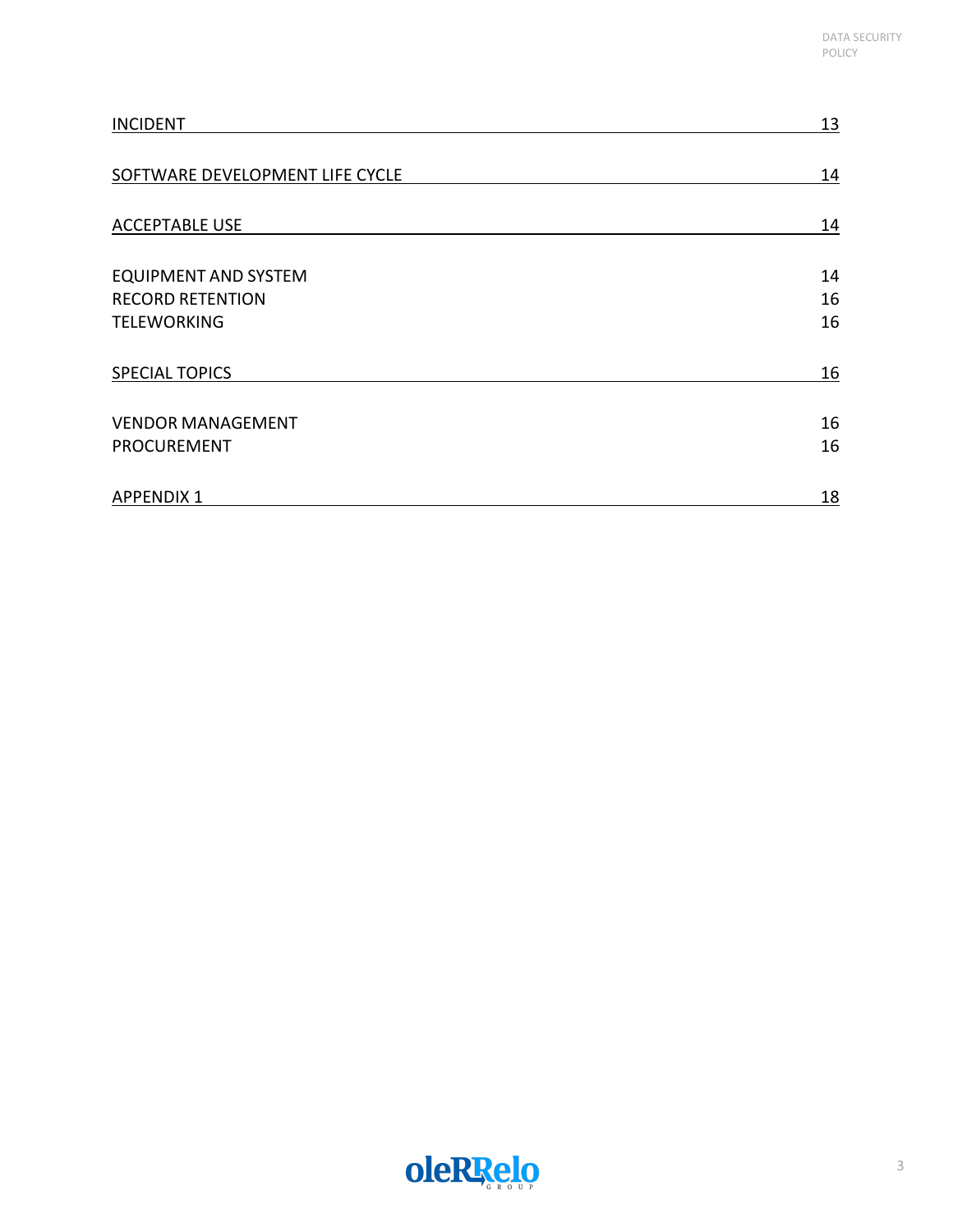| | |
|---|---|
| INCIDENT | 13 |
| SOFTWARE DEVELOPMENT LIFE CYCLE | 14 |
| ACCEPTABLE USE | 14 |
| EQUIPMENT AND SYSTEM | 14 |
| RECORD RETENTION | 16 |
| TELEWORKING | 16 |
| SPECIAL TOPICS | 16 |
| VENDOR MANAGEMENT | 16 |
| PROCUREMENT | 16 |
| APPENDIX 1 | 18 |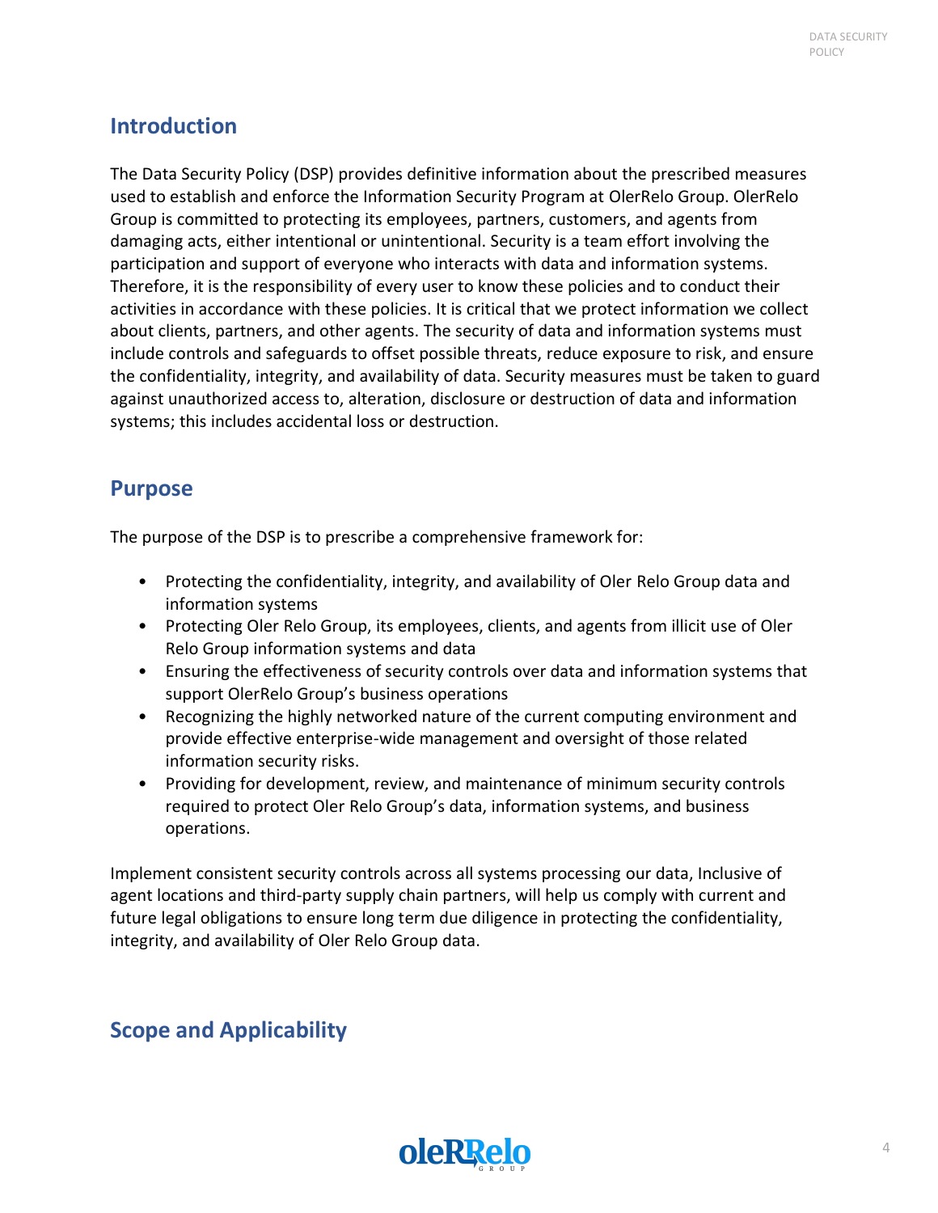## Introduction

The Data Security Policy (DSP) provides definitive information about the prescribed measures used to establish and enforce the Information Security Program at OlerRelo Group. OlerRelo Group is committed to protecting its employees, partners, customers, and agents from damaging acts, either intentional or unintentional. Security is a team effort involving the participation and support of everyone who interacts with data and information systems. Therefore, it is the responsibility of every user to know these policies and to conduct their activities in accordance with these policies. It is critical that we protect information we collect about clients, partners, and other agents. The security of data and information systems must include controls and safeguards to offset possible threats, reduce exposure to risk, and ensure the confidentiality, integrity, and availability of data. Security measures must be taken to guard against unauthorized access to, alteration, disclosure or destruction of data and information systems; this includes accidental loss or destruction.

## Purpose

The purpose of the DSP is to prescribe a comprehensive framework for:

- Protecting the confidentiality, integrity, and availability of Oler Relo Group data and information systems
- Protecting Oler Relo Group, its employees, clients, and agents from illicit use of Oler Relo Group information systems and data
- Ensuring the effectiveness of security controls over data and information systems that support OlerRelo Group's business operations
- Recognizing the highly networked nature of the current computing environment and provide effective enterprise-wide management and oversight of those related information security risks.
- Providing for development, review, and maintenance of minimum security controls required to protect Oler Relo Group's data, information systems, and business operations.

Implement consistent security controls across all systems processing our data, Inclusive of agent locations and third-party supply chain partners, will help us comply with current and future legal obligations to ensure long term due diligence in protecting the confidentiality, integrity, and availability of Oler Relo Group data.

## Scope and Applicability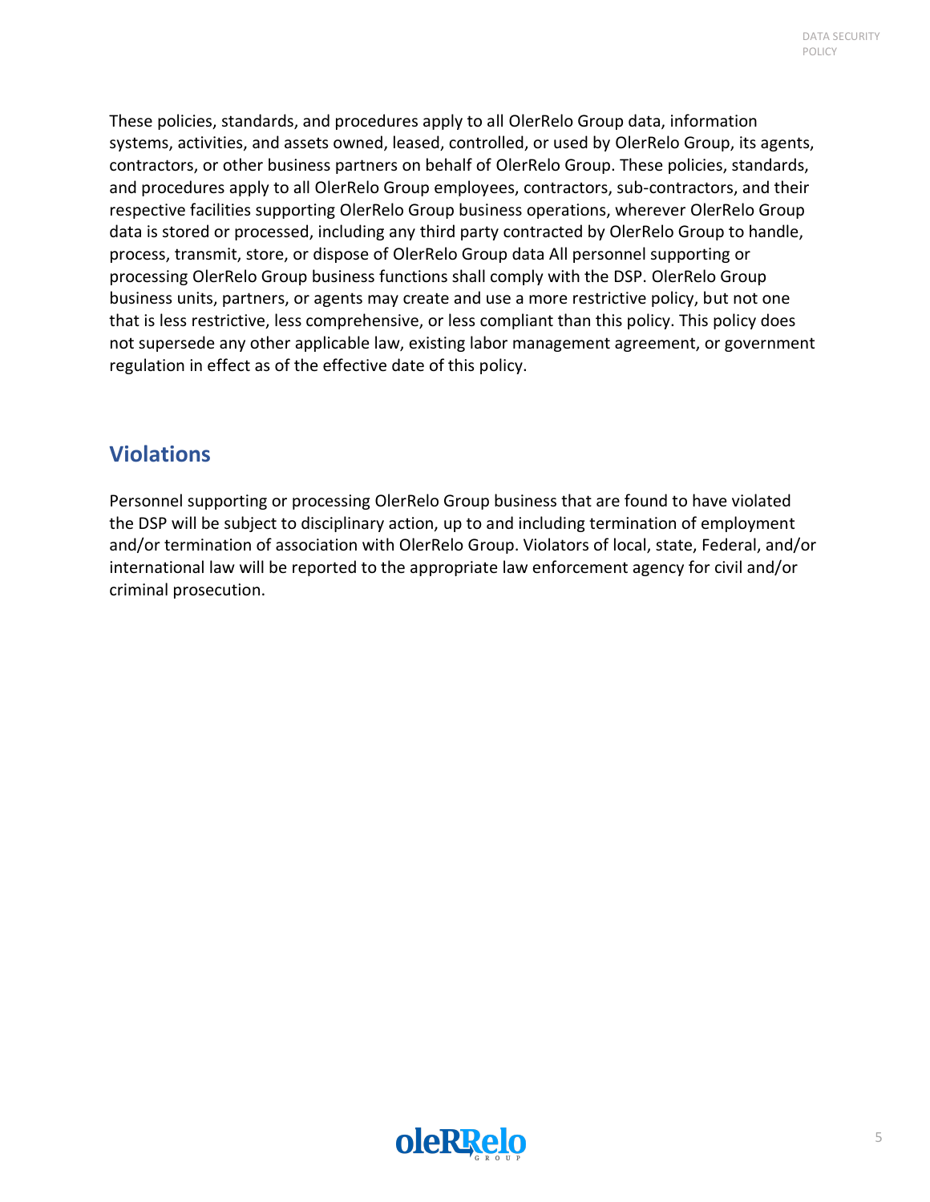These policies, standards, and procedures apply to all OlerRelo Group data, information systems, activities, and assets owned, leased, controlled, or used by OlerRelo Group, its agents, contractors, or other business partners on behalf of OlerRelo Group. These policies, standards, and procedures apply to all OlerRelo Group employees, contractors, sub-contractors, and their respective facilities supporting OlerRelo Group business operations, wherever OlerRelo Group data is stored or processed, including any third party contracted by OlerRelo Group to handle, process, transmit, store, or dispose of OlerRelo Group data All personnel supporting or processing OlerRelo Group business functions shall comply with the DSP. OlerRelo Group business units, partners, or agents may create and use a more restrictive policy, but not one that is less restrictive, less comprehensive, or less compliant than this policy. This policy does not supersede any other applicable law, existing labor management agreement, or government regulation in effect as of the effective date of this policy.

## Violations

Personnel supporting or processing OlerRelo Group business that are found to have violated the DSP will be subject to disciplinary action, up to and including termination of employment and/or termination of association with OlerRelo Group. Violators of local, state, Federal, and/or international law will be reported to the appropriate law enforcement agency for civil and/or criminal prosecution.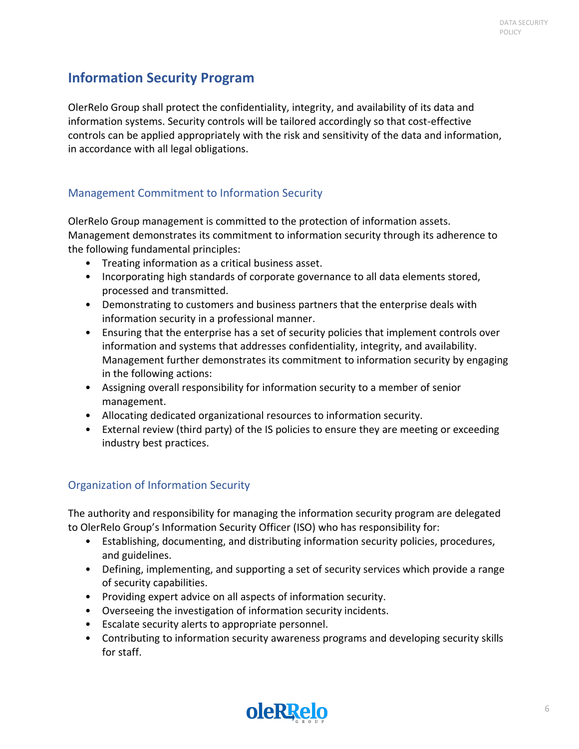## Information Security Program

OlerRelo Group shall protect the confidentiality, integrity, and availability of its data and information systems. Security controls will be tailored accordingly so that cost-effective controls can be applied appropriately with the risk and sensitivity of the data and information, in accordance with all legal obligations.

### Management Commitment to Information Security

OlerRelo Group management is committed to the protection of information assets. Management demonstrates its commitment to information security through its adherence to the following fundamental principles:

- Treating information as a critical business asset.
- Incorporating high standards of corporate governance to all data elements stored, processed and transmitted.
- Demonstrating to customers and business partners that the enterprise deals with information security in a professional manner.
- Ensuring that the enterprise has a set of security policies that implement controls over information and systems that addresses confidentiality, integrity, and availability. Management further demonstrates its commitment to information security by engaging in the following actions:
- Assigning overall responsibility for information security to a member of senior management.
- Allocating dedicated organizational resources to information security.
- External review (third party) of the IS policies to ensure they are meeting or exceeding industry best practices.

### Organization of Information Security

The authority and responsibility for managing the information security program are delegated to OlerRelo Group's Information Security Officer (ISO) who has responsibility for:

- Establishing, documenting, and distributing information security policies, procedures, and guidelines.
- Defining, implementing, and supporting a set of security services which provide a range of security capabilities.
- Providing expert advice on all aspects of information security.
- Overseeing the investigation of information security incidents.
- Escalate security alerts to appropriate personnel.
- Contributing to information security awareness programs and developing security skills for staff.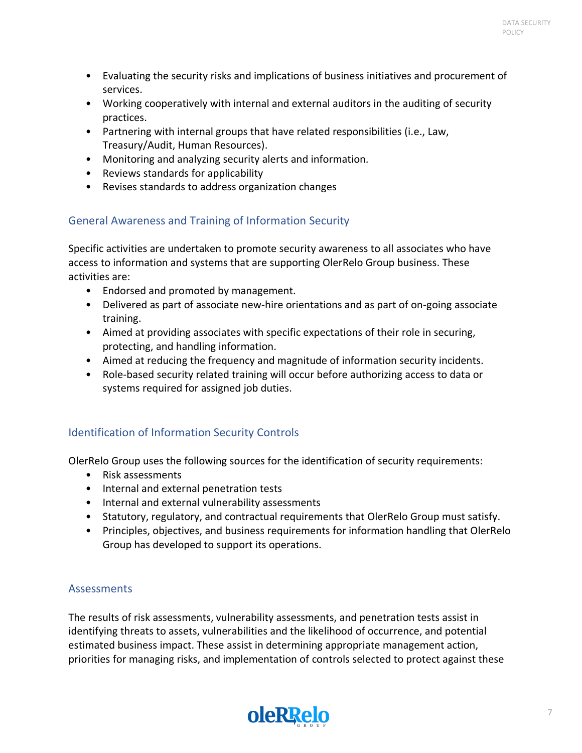- Evaluating the security risks and implications of business initiatives and procurement of services.
- Working cooperatively with internal and external auditors in the auditing of security practices.
- Partnering with internal groups that have related responsibilities (i.e., Law, Treasury/Audit, Human Resources).
- Monitoring and analyzing security alerts and information.
- Reviews standards for applicability
- Revises standards to address organization changes

## General Awareness and Training of Information Security

Specific activities are undertaken to promote security awareness to all associates who have access to information and systems that are supporting OlerRelo Group business. These activities are:

- Endorsed and promoted by management.
- Delivered as part of associate new-hire orientations and as part of on-going associate training.
- Aimed at providing associates with specific expectations of their role in securing, protecting, and handling information.
- Aimed at reducing the frequency and magnitude of information security incidents.
- Role-based security related training will occur before authorizing access to data or systems required for assigned job duties.

## Identification of Information Security Controls

OlerRelo Group uses the following sources for the identification of security requirements:

- Risk assessments
- Internal and external penetration tests
- Internal and external vulnerability assessments
- Statutory, regulatory, and contractual requirements that OlerRelo Group must satisfy.
- Principles, objectives, and business requirements for information handling that OlerRelo Group has developed to support its operations.

## Assessments

The results of risk assessments, vulnerability assessments, and penetration tests assist in identifying threats to assets, vulnerabilities and the likelihood of occurrence, and potential estimated business impact. These assist in determining appropriate management action, priorities for managing risks, and implementation of controls selected to protect against these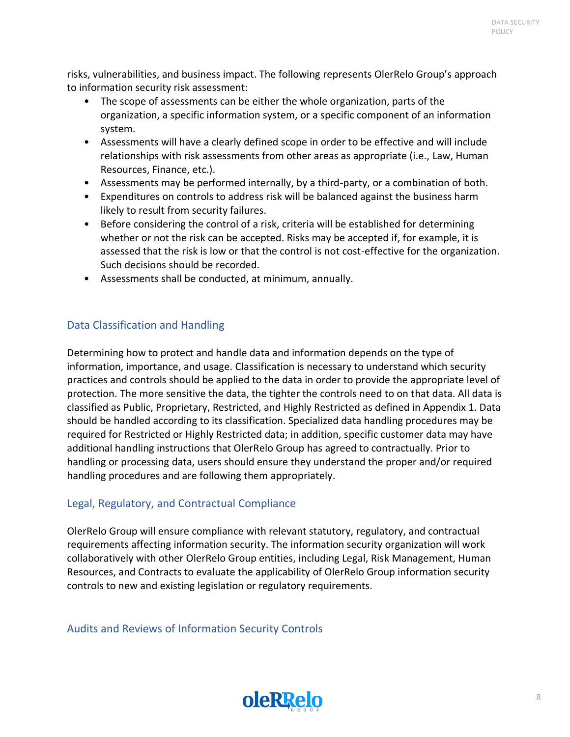risks, vulnerabilities, and business impact. The following represents OlerRelo Group's approach to information security risk assessment:

- The scope of assessments can be either the whole organization, parts of the organization, a specific information system, or a specific component of an information system.
- Assessments will have a clearly defined scope in order to be effective and will include relationships with risk assessments from other areas as appropriate (i.e., Law, Human Resources, Finance, etc.).
- Assessments may be performed internally, by a third-party, or a combination of both.
- Expenditures on controls to address risk will be balanced against the business harm likely to result from security failures.
- Before considering the control of a risk, criteria will be established for determining whether or not the risk can be accepted. Risks may be accepted if, for example, it is assessed that the risk is low or that the control is not cost-effective for the organization. Such decisions should be recorded.
- Assessments shall be conducted, at minimum, annually.

## Data Classification and Handling

Determining how to protect and handle data and information depends on the type of information, importance, and usage. Classification is necessary to understand which security practices and controls should be applied to the data in order to provide the appropriate level of protection. The more sensitive the data, the tighter the controls need to on that data. All data is classified as Public, Proprietary, Restricted, and Highly Restricted as defined in Appendix 1. Data should be handled according to its classification. Specialized data handling procedures may be required for Restricted or Highly Restricted data; in addition, specific customer data may have additional handling instructions that OlerRelo Group has agreed to contractually. Prior to handling or processing data, users should ensure they understand the proper and/or required handling procedures and are following them appropriately.

## Legal, Regulatory, and Contractual Compliance

OlerRelo Group will ensure compliance with relevant statutory, regulatory, and contractual requirements affecting information security. The information security organization will work collaboratively with other OlerRelo Group entities, including Legal, Risk Management, Human Resources, and Contracts to evaluate the applicability of OlerRelo Group information security controls to new and existing legislation or regulatory requirements.

## Audits and Reviews of Information Security Controls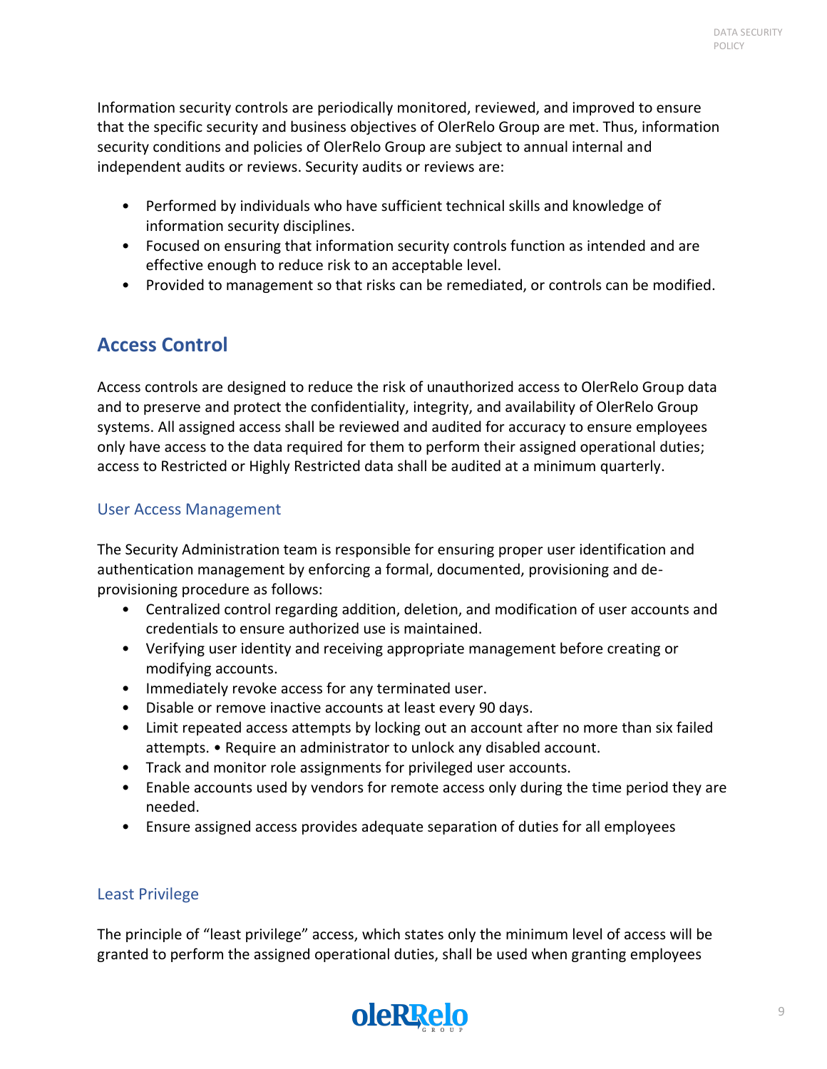Information security controls are periodically monitored, reviewed, and improved to ensure that the specific security and business objectives of OlerRelo Group are met. Thus, information security conditions and policies of OlerRelo Group are subject to annual internal and independent audits or reviews. Security audits or reviews are:

- Performed by individuals who have sufficient technical skills and knowledge of information security disciplines.
- Focused on ensuring that information security controls function as intended and are effective enough to reduce risk to an acceptable level.
- Provided to management so that risks can be remediated, or controls can be modified.

## Access Control

Access controls are designed to reduce the risk of unauthorized access to OlerRelo Group data and to preserve and protect the confidentiality, integrity, and availability of OlerRelo Group systems. All assigned access shall be reviewed and audited for accuracy to ensure employees only have access to the data required for them to perform their assigned operational duties; access to Restricted or Highly Restricted data shall be audited at a minimum quarterly.

### User Access Management

The Security Administration team is responsible for ensuring proper user identification and authentication management by enforcing a formal, documented, provisioning and de-provisioning procedure as follows:

- Centralized control regarding addition, deletion, and modification of user accounts and credentials to ensure authorized use is maintained.
- Verifying user identity and receiving appropriate management before creating or modifying accounts.
- Immediately revoke access for any terminated user.
- Disable or remove inactive accounts at least every 90 days.
- Limit repeated access attempts by locking out an account after no more than six failed attempts. • Require an administrator to unlock any disabled account.
- Track and monitor role assignments for privileged user accounts.
- Enable accounts used by vendors for remote access only during the time period they are needed.
- Ensure assigned access provides adequate separation of duties for all employees

### Least Privilege

The principle of "least privilege" access, which states only the minimum level of access will be granted to perform the assigned operational duties, shall be used when granting employees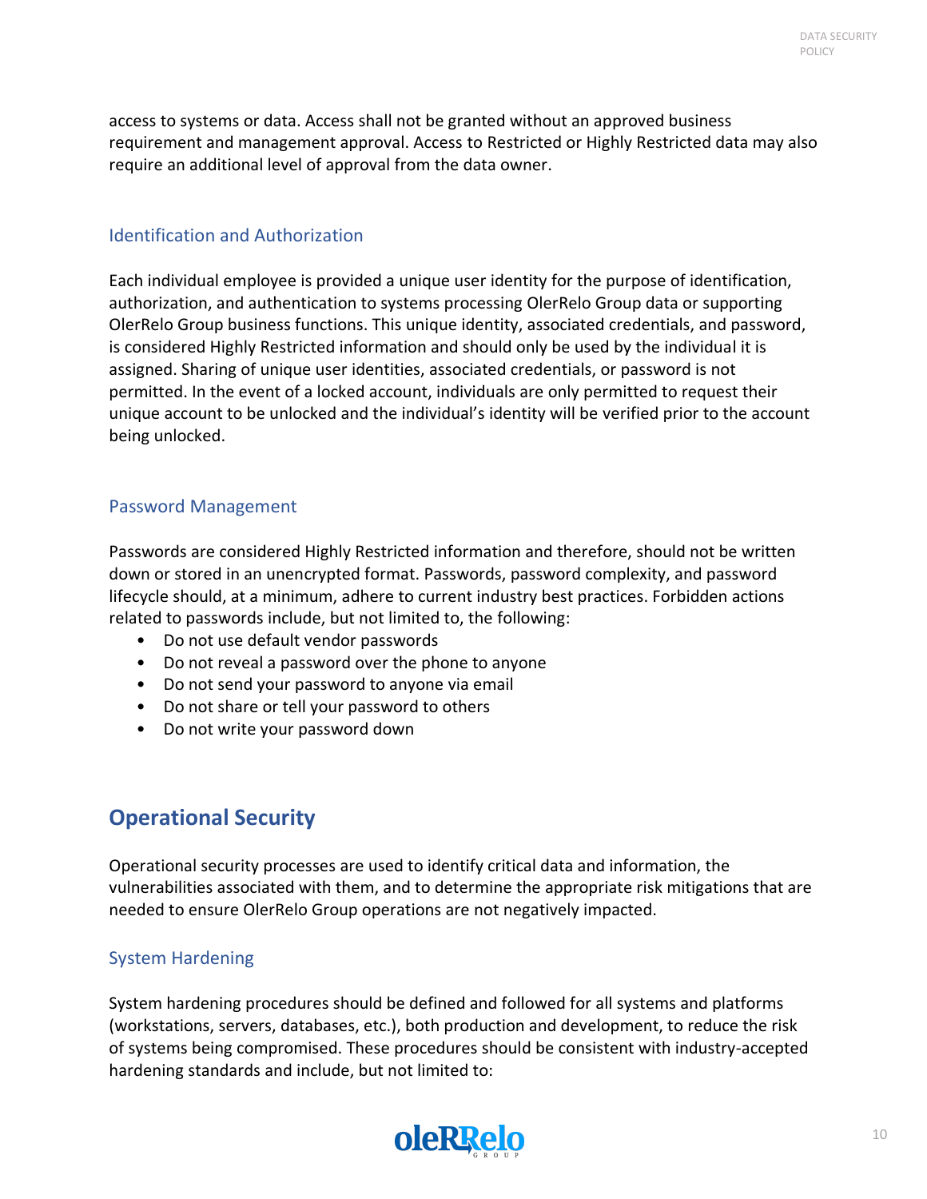access to systems or data. Access shall not be granted without an approved business requirement and management approval. Access to Restricted or Highly Restricted data may also require an additional level of approval from the data owner.

### Identification and Authorization

Each individual employee is provided a unique user identity for the purpose of identification, authorization, and authentication to systems processing OlerRelo Group data or supporting OlerRelo Group business functions. This unique identity, associated credentials, and password, is considered Highly Restricted information and should only be used by the individual it is assigned. Sharing of unique user identities, associated credentials, or password is not permitted. In the event of a locked account, individuals are only permitted to request their unique account to be unlocked and the individual's identity will be verified prior to the account being unlocked.

### Password Management

Passwords are considered Highly Restricted information and therefore, should not be written down or stored in an unencrypted format. Passwords, password complexity, and password lifecycle should, at a minimum, adhere to current industry best practices. Forbidden actions related to passwords include, but not limited to, the following:

- Do not use default vendor passwords
- Do not reveal a password over the phone to anyone
- Do not send your password to anyone via email
- Do not share or tell your password to others
- Do not write your password down

## Operational Security

Operational security processes are used to identify critical data and information, the vulnerabilities associated with them, and to determine the appropriate risk mitigations that are needed to ensure OlerRelo Group operations are not negatively impacted.

### System Hardening

System hardening procedures should be defined and followed for all systems and platforms (workstations, servers, databases, etc.), both production and development, to reduce the risk of systems being compromised. These procedures should be consistent with industry-accepted hardening standards and include, but not limited to: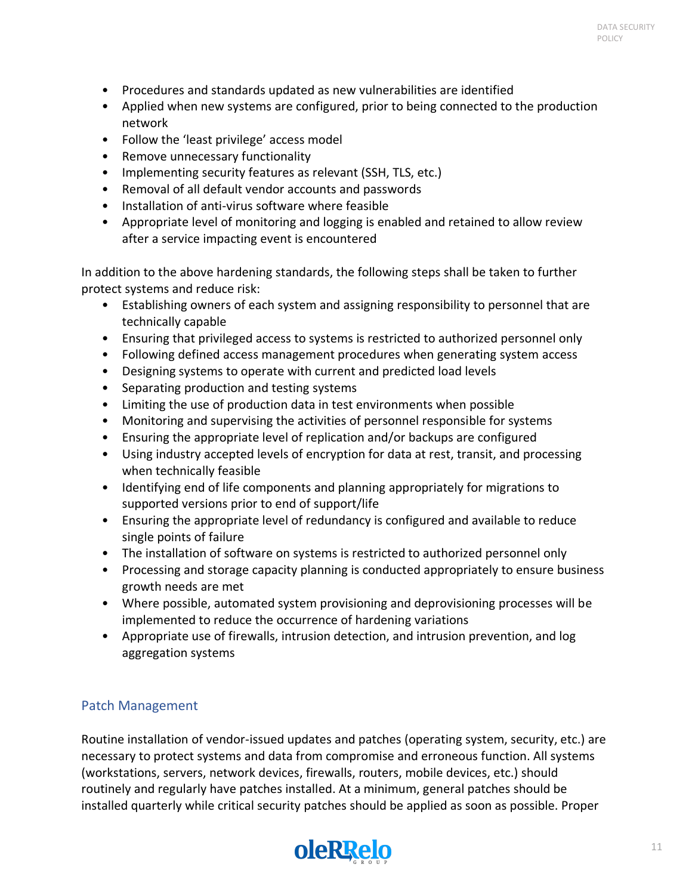- Procedures and standards updated as new vulnerabilities are identified
- Applied when new systems are configured, prior to being connected to the production network
- Follow the 'least privilege' access model
- Remove unnecessary functionality
- Implementing security features as relevant (SSH, TLS, etc.)
- Removal of all default vendor accounts and passwords
- Installation of anti-virus software where feasible
- Appropriate level of monitoring and logging is enabled and retained to allow review after a service impacting event is encountered

In addition to the above hardening standards, the following steps shall be taken to further protect systems and reduce risk:

- Establishing owners of each system and assigning responsibility to personnel that are technically capable
- Ensuring that privileged access to systems is restricted to authorized personnel only
- Following defined access management procedures when generating system access
- Designing systems to operate with current and predicted load levels
- Separating production and testing systems
- Limiting the use of production data in test environments when possible
- Monitoring and supervising the activities of personnel responsible for systems
- Ensuring the appropriate level of replication and/or backups are configured
- Using industry accepted levels of encryption for data at rest, transit, and processing when technically feasible
- Identifying end of life components and planning appropriately for migrations to supported versions prior to end of support/life
- Ensuring the appropriate level of redundancy is configured and available to reduce single points of failure
- The installation of software on systems is restricted to authorized personnel only
- Processing and storage capacity planning is conducted appropriately to ensure business growth needs are met
- Where possible, automated system provisioning and deprovisioning processes will be implemented to reduce the occurrence of hardening variations
- Appropriate use of firewalls, intrusion detection, and intrusion prevention, and log aggregation systems

## Patch Management

Routine installation of vendor-issued updates and patches (operating system, security, etc.) are necessary to protect systems and data from compromise and erroneous function. All systems (workstations, servers, network devices, firewalls, routers, mobile devices, etc.) should routinely and regularly have patches installed. At a minimum, general patches should be installed quarterly while critical security patches should be applied as soon as possible. Proper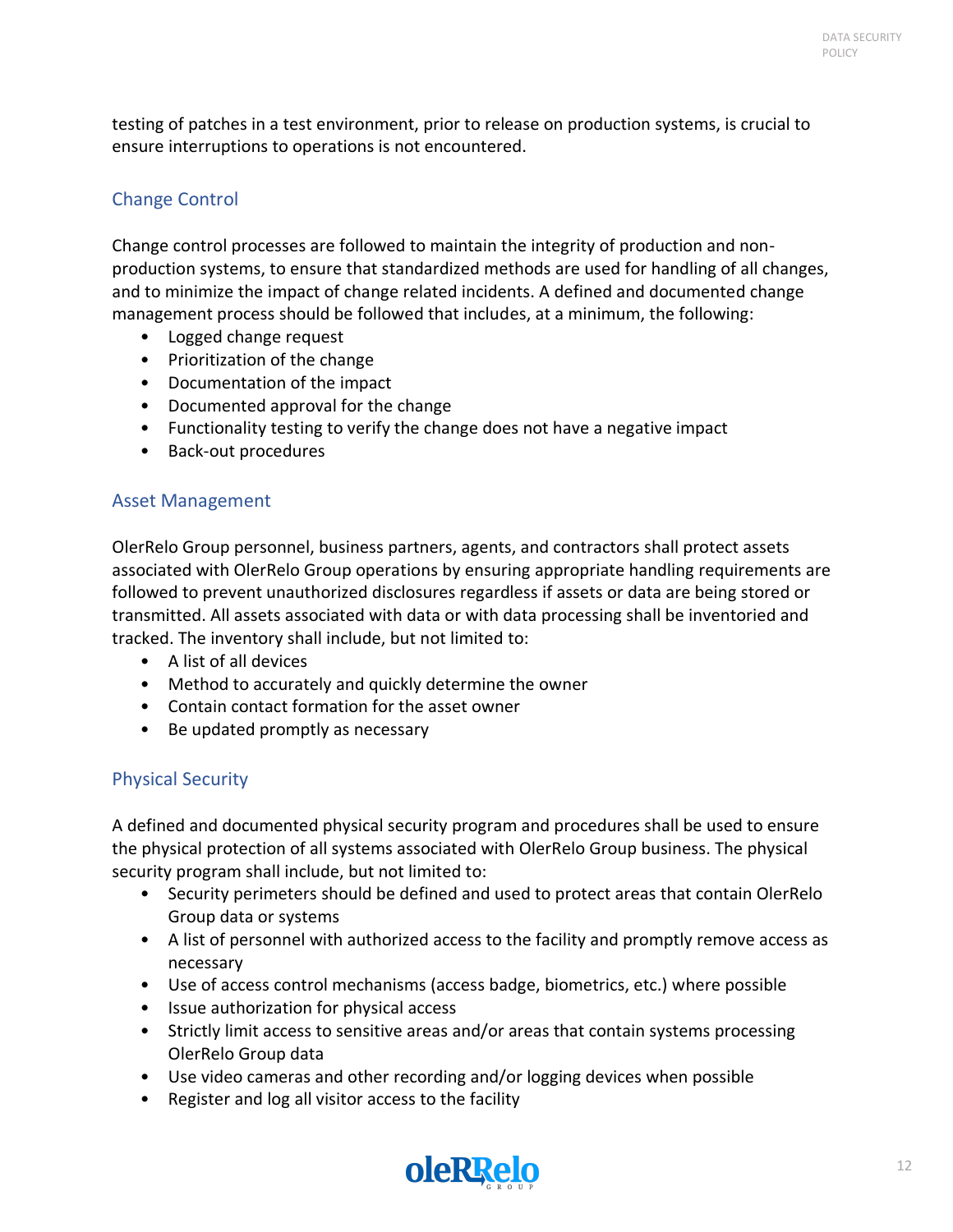testing of patches in a test environment, prior to release on production systems, is crucial to ensure interruptions to operations is not encountered.

## Change Control

Change control processes are followed to maintain the integrity of production and non-production systems, to ensure that standardized methods are used for handling of all changes, and to minimize the impact of change related incidents. A defined and documented change management process should be followed that includes, at a minimum, the following:

- Logged change request
- Prioritization of the change
- Documentation of the impact
- Documented approval for the change
- Functionality testing to verify the change does not have a negative impact
- Back-out procedures

## Asset Management

OlerRelo Group personnel, business partners, agents, and contractors shall protect assets associated with OlerRelo Group operations by ensuring appropriate handling requirements are followed to prevent unauthorized disclosures regardless if assets or data are being stored or transmitted. All assets associated with data or with data processing shall be inventoried and tracked. The inventory shall include, but not limited to:

- A list of all devices
- Method to accurately and quickly determine the owner
- Contain contact formation for the asset owner
- Be updated promptly as necessary

## Physical Security

A defined and documented physical security program and procedures shall be used to ensure the physical protection of all systems associated with OlerRelo Group business. The physical security program shall include, but not limited to:

- Security perimeters should be defined and used to protect areas that contain OlerRelo Group data or systems
- A list of personnel with authorized access to the facility and promptly remove access as necessary
- Use of access control mechanisms (access badge, biometrics, etc.) where possible
- Issue authorization for physical access
- Strictly limit access to sensitive areas and/or areas that contain systems processing OlerRelo Group data
- Use video cameras and other recording and/or logging devices when possible
- Register and log all visitor access to the facility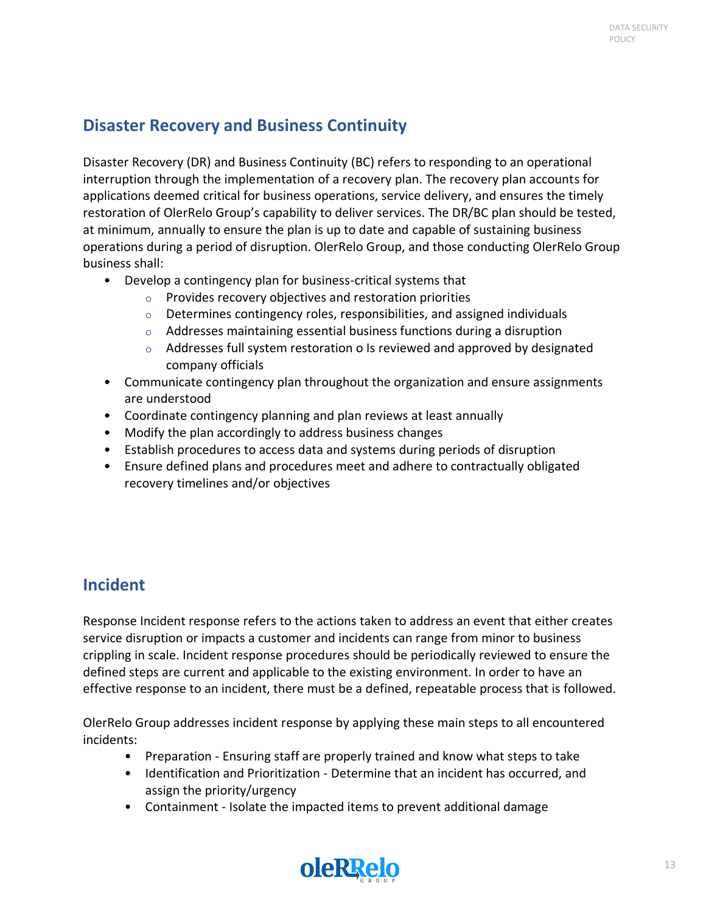## Disaster Recovery and Business Continuity

Disaster Recovery (DR) and Business Continuity (BC) refers to responding to an operational interruption through the implementation of a recovery plan. The recovery plan accounts for applications deemed critical for business operations, service delivery, and ensures the timely restoration of OlerRelo Group's capability to deliver services. The DR/BC plan should be tested, at minimum, annually to ensure the plan is up to date and capable of sustaining business operations during a period of disruption. OlerRelo Group, and those conducting OlerRelo Group business shall:

- Develop a contingency plan for business-critical systems that
    - Provides recovery objectives and restoration priorities
    - Determines contingency roles, responsibilities, and assigned individuals
    - Addresses maintaining essential business functions during a disruption
    - Addresses full system restoration o Is reviewed and approved by designated company officials
- Communicate contingency plan throughout the organization and ensure assignments are understood
- Coordinate contingency planning and plan reviews at least annually
- Modify the plan accordingly to address business changes
- Establish procedures to access data and systems during periods of disruption
- Ensure defined plans and procedures meet and adhere to contractually obligated recovery timelines and/or objectives

## Incident

Response Incident response refers to the actions taken to address an event that either creates service disruption or impacts a customer and incidents can range from minor to business crippling in scale. Incident response procedures should be periodically reviewed to ensure the defined steps are current and applicable to the existing environment. In order to have an effective response to an incident, there must be a defined, repeatable process that is followed.

OlerRelo Group addresses incident response by applying these main steps to all encountered incidents:

- Preparation - Ensuring staff are properly trained and know what steps to take
- Identification and Prioritization - Determine that an incident has occurred, and assign the priority/urgency
- Containment - Isolate the impacted items to prevent additional damage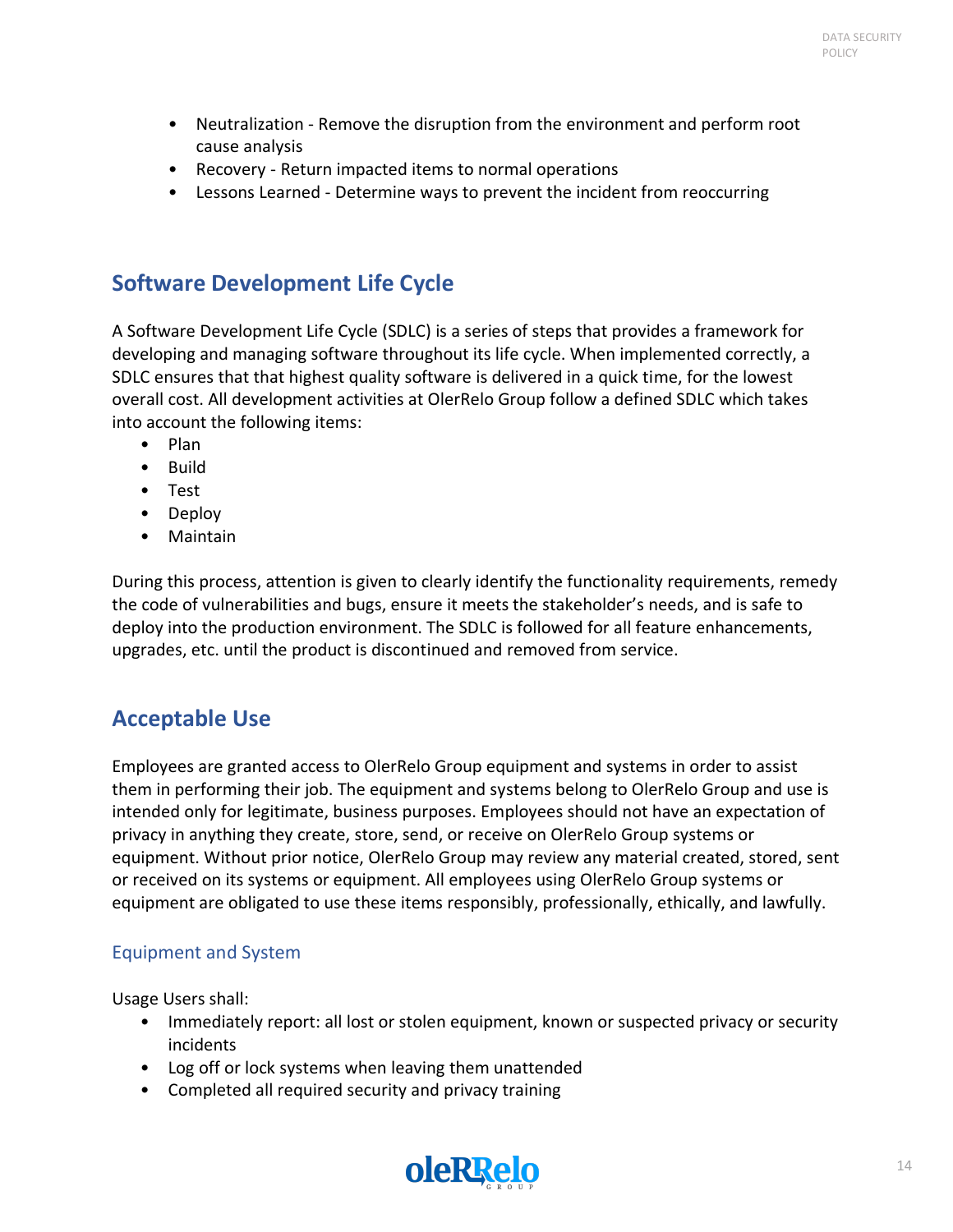- Neutralization - Remove the disruption from the environment and perform root cause analysis
- Recovery - Return impacted items to normal operations
- Lessons Learned - Determine ways to prevent the incident from reoccurring

## Software Development Life Cycle

A Software Development Life Cycle (SDLC) is a series of steps that provides a framework for developing and managing software throughout its life cycle. When implemented correctly, a SDLC ensures that that highest quality software is delivered in a quick time, for the lowest overall cost. All development activities at OlerRelo Group follow a defined SDLC which takes into account the following items:

- Plan
- Build
- Test
- Deploy
- Maintain

During this process, attention is given to clearly identify the functionality requirements, remedy the code of vulnerabilities and bugs, ensure it meets the stakeholder's needs, and is safe to deploy into the production environment. The SDLC is followed for all feature enhancements, upgrades, etc. until the product is discontinued and removed from service.

## Acceptable Use

Employees are granted access to OlerRelo Group equipment and systems in order to assist them in performing their job. The equipment and systems belong to OlerRelo Group and use is intended only for legitimate, business purposes. Employees should not have an expectation of privacy in anything they create, store, send, or receive on OlerRelo Group systems or equipment. Without prior notice, OlerRelo Group may review any material created, stored, sent or received on its systems or equipment. All employees using OlerRelo Group systems or equipment are obligated to use these items responsibly, professionally, ethically, and lawfully.

### Equipment and System

Usage Users shall:

- Immediately report: all lost or stolen equipment, known or suspected privacy or security incidents
- Log off or lock systems when leaving them unattended
- Completed all required security and privacy training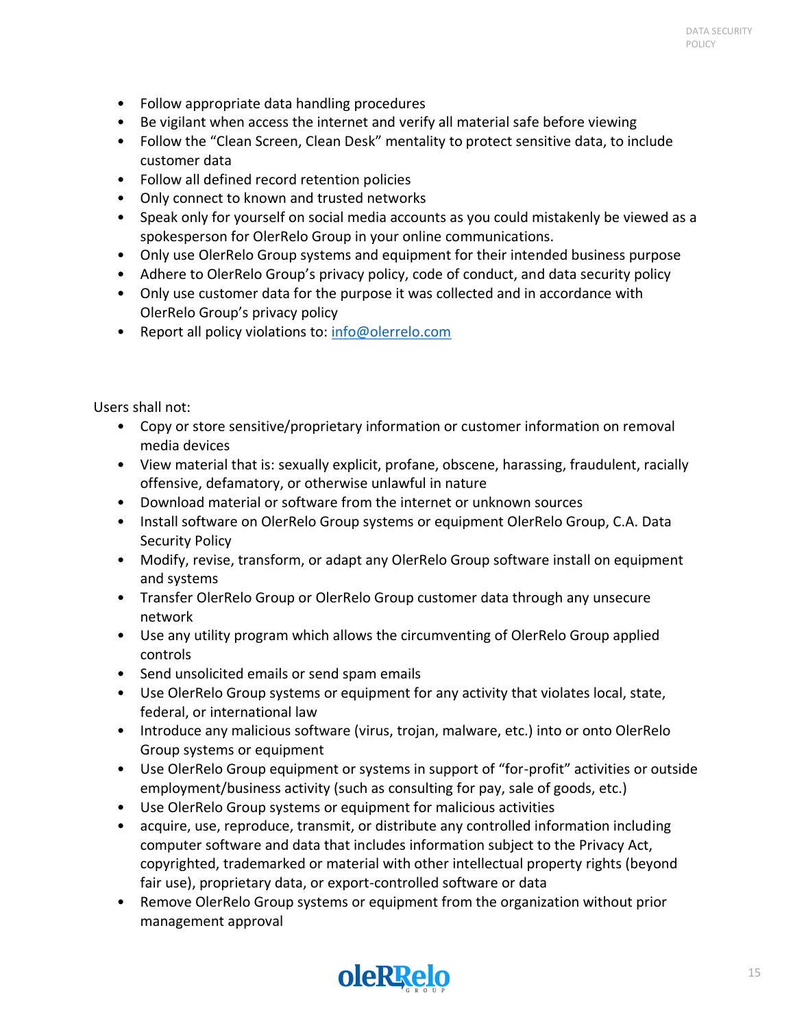- Follow appropriate data handling procedures
- Be vigilant when access the internet and verify all material safe before viewing
- Follow the "Clean Screen, Clean Desk" mentality to protect sensitive data, to include customer data
- Follow all defined record retention policies
- Only connect to known and trusted networks
- Speak only for yourself on social media accounts as you could mistakenly be viewed as a spokesperson for OlerRelo Group in your online communications.
- Only use OlerRelo Group systems and equipment for their intended business purpose
- Adhere to OlerRelo Group's privacy policy, code of conduct, and data security policy
- Only use customer data for the purpose it was collected and in accordance with OlerRelo Group's privacy policy
- Report all policy violations to: [info@olerrelo.com](mailto:info@olerrelo.com)

Users shall not:

- Copy or store sensitive/proprietary information or customer information on removal media devices
- View material that is: sexually explicit, profane, obscene, harassing, fraudulent, racially offensive, defamatory, or otherwise unlawful in nature
- Download material or software from the internet or unknown sources
- Install software on OlerRelo Group systems or equipment OlerRelo Group, C.A. Data Security Policy
- Modify, revise, transform, or adapt any OlerRelo Group software install on equipment and systems
- Transfer OlerRelo Group or OlerRelo Group customer data through any unsecure network
- Use any utility program which allows the circumventing of OlerRelo Group applied controls
- Send unsolicited emails or send spam emails
- Use OlerRelo Group systems or equipment for any activity that violates local, state, federal, or international law
- Introduce any malicious software (virus, trojan, malware, etc.) into or onto OlerRelo Group systems or equipment
- Use OlerRelo Group equipment or systems in support of "for-profit" activities or outside employment/business activity (such as consulting for pay, sale of goods, etc.)
- Use OlerRelo Group systems or equipment for malicious activities
- acquire, use, reproduce, transmit, or distribute any controlled information including computer software and data that includes information subject to the Privacy Act, copyrighted, trademarked or material with other intellectual property rights (beyond fair use), proprietary data, or export-controlled software or data
- Remove OlerRelo Group systems or equipment from the organization without prior management approval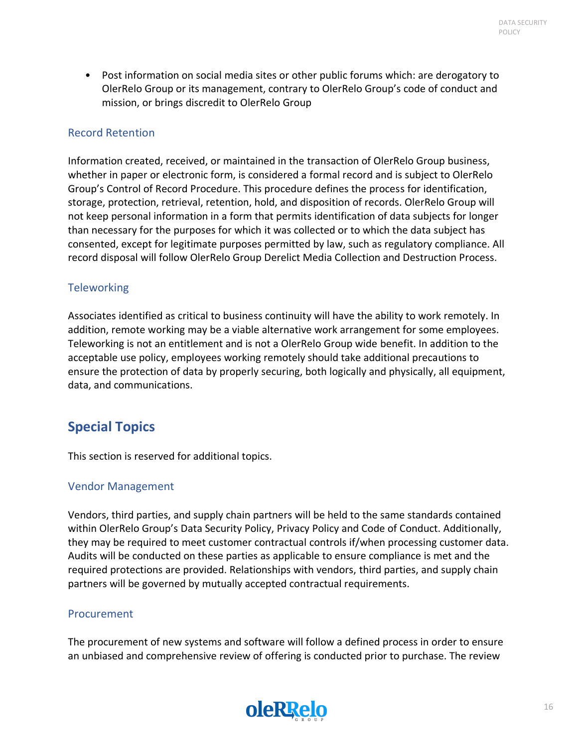- Post information on social media sites or other public forums which: are derogatory to OlerRelo Group or its management, contrary to OlerRelo Group's code of conduct and mission, or brings discredit to OlerRelo Group

### Record Retention

Information created, received, or maintained in the transaction of OlerRelo Group business, whether in paper or electronic form, is considered a formal record and is subject to OlerRelo Group's Control of Record Procedure. This procedure defines the process for identification, storage, protection, retrieval, retention, hold, and disposition of records. OlerRelo Group will not keep personal information in a form that permits identification of data subjects for longer than necessary for the purposes for which it was collected or to which the data subject has consented, except for legitimate purposes permitted by law, such as regulatory compliance. All record disposal will follow OlerRelo Group Derelict Media Collection and Destruction Process.

### Teleworking

Associates identified as critical to business continuity will have the ability to work remotely. In addition, remote working may be a viable alternative work arrangement for some employees. Teleworking is not an entitlement and is not a OlerRelo Group wide benefit. In addition to the acceptable use policy, employees working remotely should take additional precautions to ensure the protection of data by properly securing, both logically and physically, all equipment, data, and communications.

## Special Topics

This section is reserved for additional topics.

### Vendor Management

Vendors, third parties, and supply chain partners will be held to the same standards contained within OlerRelo Group's Data Security Policy, Privacy Policy and Code of Conduct. Additionally, they may be required to meet customer contractual controls if/when processing customer data. Audits will be conducted on these parties as applicable to ensure compliance is met and the required protections are provided. Relationships with vendors, third parties, and supply chain partners will be governed by mutually accepted contractual requirements.

### Procurement

The procurement of new systems and software will follow a defined process in order to ensure an unbiased and comprehensive review of offering is conducted prior to purchase. The review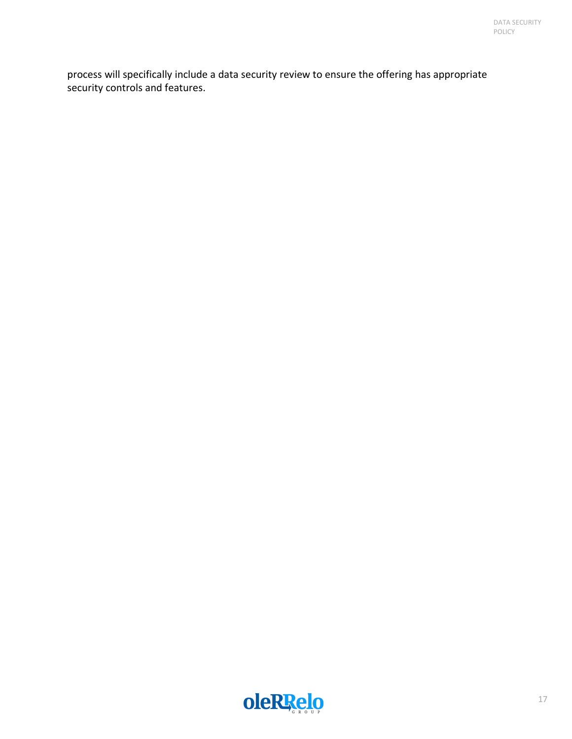process will specifically include a data security review to ensure the offering has appropriate security controls and features.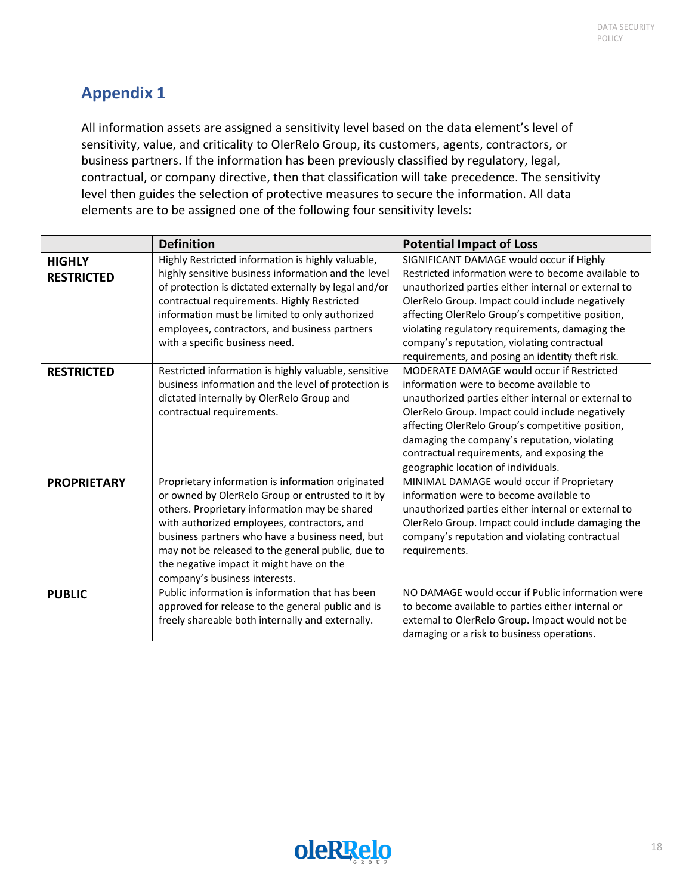## Appendix 1

All information assets are assigned a sensitivity level based on the data element's level of sensitivity, value, and criticality to OlerRelo Group, its customers, agents, contractors, or business partners. If the information has been previously classified by regulatory, legal, contractual, or company directive, then that classification will take precedence. The sensitivity level then guides the selection of protective measures to secure the information. All data elements are to be assigned one of the following four sensitivity levels:

| | Definition | Potential Impact of Loss |
|---|---|---|
| **HIGHLY RESTRICTED** | Highly Restricted information is highly valuable, highly sensitive business information and the level of protection is dictated externally by legal and/or contractual requirements. Highly Restricted information must be limited to only authorized employees, contractors, and business partners with a specific business need. | SIGNIFICANT DAMAGE would occur if Highly Restricted information were to become available to unauthorized parties either internal or external to OlerRelo Group. Impact could include negatively affecting OlerRelo Group's competitive position, violating regulatory requirements, damaging the company's reputation, violating contractual requirements, and posing an identity theft risk. |
| **RESTRICTED** | Restricted information is highly valuable, sensitive business information and the level of protection is dictated internally by OlerRelo Group and contractual requirements. | MODERATE DAMAGE would occur if Restricted information were to become available to unauthorized parties either internal or external to OlerRelo Group. Impact could include negatively affecting OlerRelo Group's competitive position, damaging the company's reputation, violating contractual requirements, and exposing the geographic location of individuals. |
| **PROPRIETARY** | Proprietary information is information originated or owned by OlerRelo Group or entrusted to it by others. Proprietary information may be shared with authorized employees, contractors, and business partners who have a business need, but may not be released to the general public, due to the negative impact it might have on the company's business interests. | MINIMAL DAMAGE would occur if Proprietary information were to become available to unauthorized parties either internal or external to OlerRelo Group. Impact could include damaging the company's reputation and violating contractual requirements. |
| **PUBLIC** | Public information is information that has been approved for release to the general public and is freely shareable both internally and externally. | NO DAMAGE would occur if Public information were to become available to parties either internal or external to OlerRelo Group. Impact would not be damaging or a risk to business operations. |